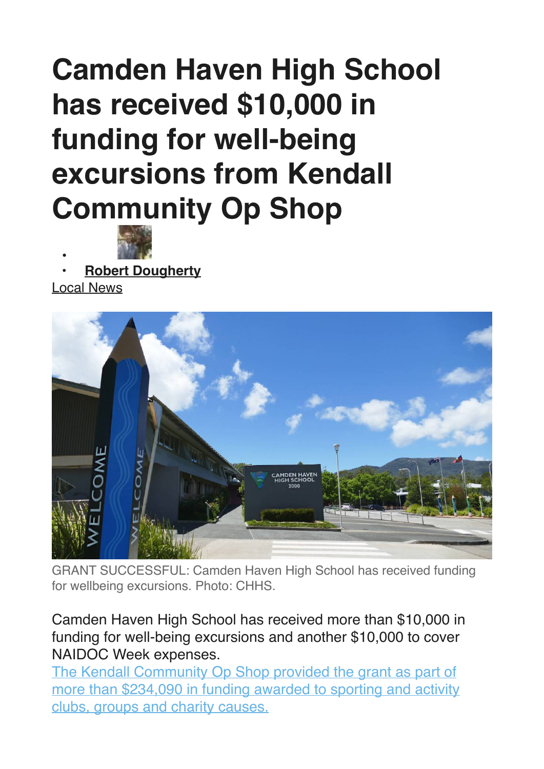# Camden Haven High School has received $10,000 in funding for well-being excursions from Kendall Community Op Shop

- **Robert Dougherty**

Local News

GRANT SUCCESSFUL: Camden Haven High School has received funding for wellbeing excursions. Photo: CHHS.

Camden Haven High School has received more than $10,000 in funding for well-being excursions and another $10,000 to cover NAIDOC Week expenses.

The Kendall Community Op Shop provided the grant as part of more than $234,090 in funding awarded to sporting and activity clubs, groups and charity causes.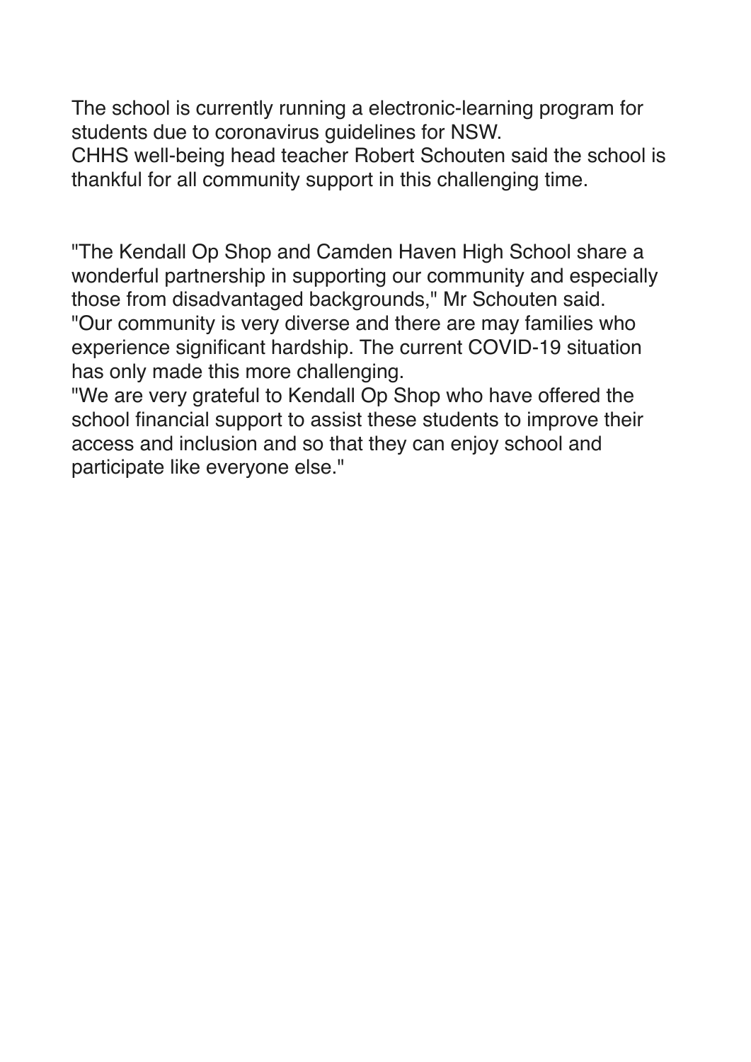The school is currently running a electronic-learning program for students due to coronavirus guidelines for NSW.
CHHS well-being head teacher Robert Schouten said the school is thankful for all community support in this challenging time.

"The Kendall Op Shop and Camden Haven High School share a wonderful partnership in supporting our community and especially those from disadvantaged backgrounds," Mr Schouten said.
"Our community is very diverse and there are may families who experience significant hardship. The current COVID-19 situation has only made this more challenging.
"We are very grateful to Kendall Op Shop who have offered the school financial support to assist these students to improve their access and inclusion and so that they can enjoy school and participate like everyone else."